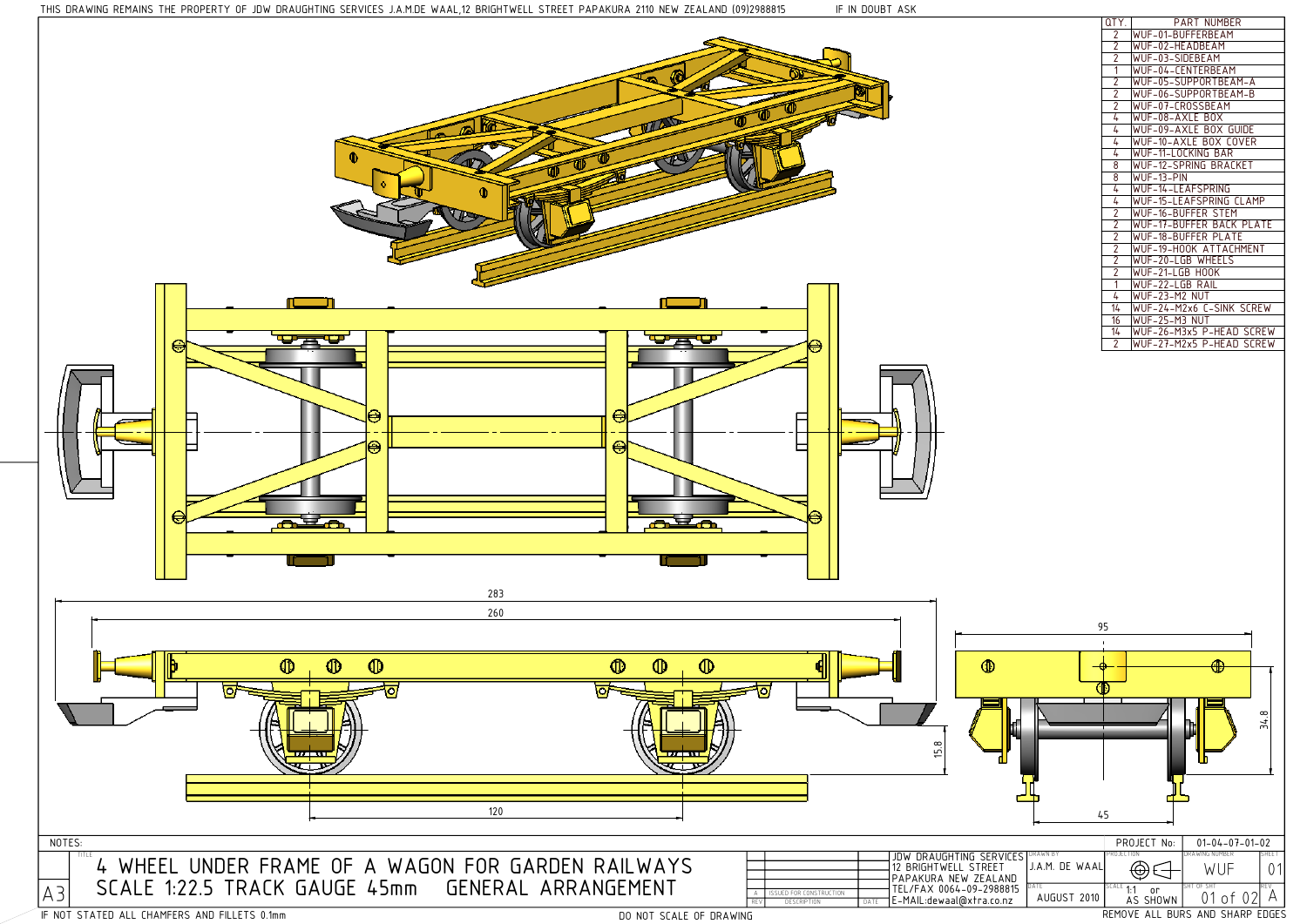THIS DRAWING REMAINS THE PROPERTY OF JDW DRAUGHTING SERVICES J.A.M.DE WAAL,12 BRIGHTWELL STREET PAPAKURA 2110 NEW ZEALAND (09)2988815

IF IN DOUBT ASK

| QTY. | PART NUMBER |
|---|---|
| 2 | WUF-01-BUFFERBEAM |
| 2 | WUF-02-HEADBEAM |
| 2 | WUF-03-SIDEBEAM |
| 1 | WUF-04-CENTERBEAM |
| 2 | WUF-05-SUPPORTBEAM-A |
| 2 | WUF-06-SUPPORTBEAM-B |
| 2 | WUF-07-CROSSBEAM |
| 4 | WUF-08-AXLE BOX |
| 4 | WUF-09-AXLE BOX GUIDE |
| 4 | WUF-10-AXLE BOX COVER |
| 4 | WUF-11-LOCKING BAR |
| 8 | WUF-12-SPRING BRACKET |
| 8 | WUF-13-PIN |
| 4 | WUF-14-LEAFSPRING |
| 4 | WUF-15-LEAFSPRING CLAMP |
| 2 | WUF-16-BUFFER STEM |
| 2 | WUF-17-BUFFER BACK PLATE |
| 2 | WUF-18-BUFFER PLATE |
| 2 | WUF-19-HOOK ATTACHMENT |
| 2 | WUF-20-LGB WHEELS |
| 2 | WUF-21-LGB HOOK |
| 1 | WUF-22-LGB RAIL |
| 4 | WUF-23-M2 NUT |
| 14 | WUF-24-M2x6 C-SINK SCREW |
| 16 | WUF-25-M3 NUT |
| 14 | WUF-26-M3x5 P-HEAD SCREW |
| 2 | WUF-27-M2x5 P-HEAD SCREW |

283

260

120

15.8

95

34.8

45

NOTES:

# 4 WHEEL UNDER FRAME OF A WAGON FOR GARDEN RAILWAYS

## SCALE 1:22.5 TRACK GAUGE 45mm GENERAL ARRANGEMENT

| REV | DESCRIPTION | DATE |
|---|---|---|
| A | ISSUED FOR CONSTRUCTION | |

JDW DRAUGHTING SERVICES
12 BRIGHTWELL STREET
PAPAKURA NEW ZEALAND
TEL/FAX 0064-09-2988815
E-MAIL:dewaal@xtra.co.nz

DRAWN BY: J.A.M. DE WAAL

DATE: AUGUST 2010

PROJECT No: 01-04-07-01-02

DRAWING NUMBER: WUF

SHEET: 01

SCALE: 1:1 or AS SHOWN

SHT OF SHT: 01 of 02

REV: A

A3

IF NOT STATED ALL CHAMFERS AND FILLETS 0.1mm

DO NOT SCALE OF DRAWING

REMOVE ALL BURS AND SHARP EDGES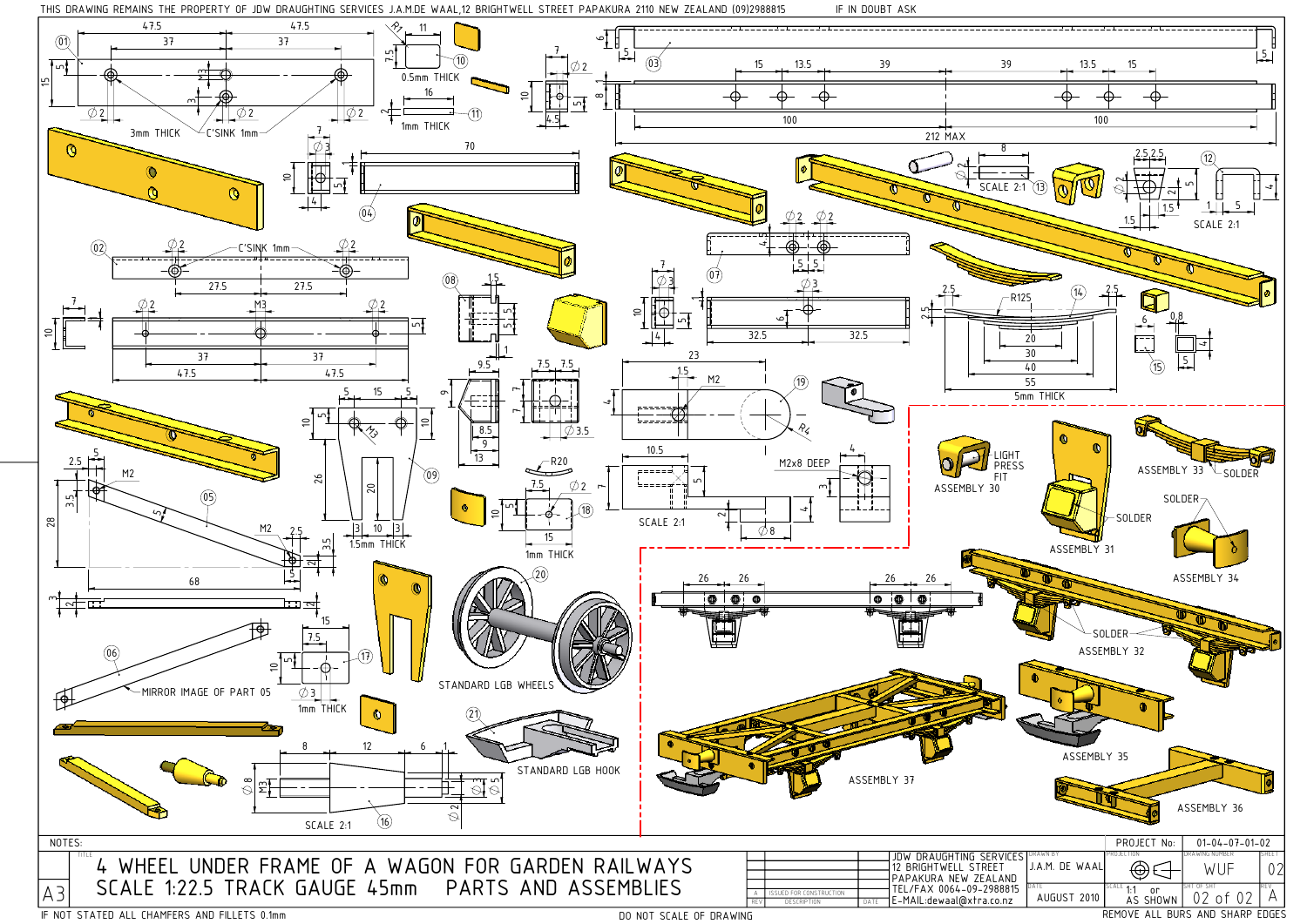THIS DRAWING REMAINS THE PROPERTY OF JDW DRAUGHTING SERVICES J.A.M.DE WAAL,12 BRIGHTWELL STREET PAPAKURA 2110 NEW ZEALAND (09)2988815

IF IN DOUBT ASK

01 — 3mm THICK, C'SINK 1mm

02 — C'SINK 1mm

03 — 212 MAX

04

05

06 — MIRROR IMAGE OF PART 05

07

08

09 — 1.5mm THICK

10 — 0.5mm THICK

11 — 1mm THICK

12 — SCALE 2:1

13 — SCALE 2:1

14 — R125, LIGHT PRESS FIT, 5mm THICK

15

16 — SCALE 2:1

17 — 1mm THICK

18 — R20, 1mm THICK

19 — M2x8 DEEP, SCALE 2:1

20 — STANDARD LGB WHEELS

21 — STANDARD LGB HOOK

ASSEMBLY 30 — LIGHT PRESS FIT

ASSEMBLY 31 — SOLDER

ASSEMBLY 32 — SOLDER

ASSEMBLY 33 — SOLDER

ASSEMBLY 34 — SOLDER

ASSEMBLY 35

ASSEMBLY 36

ASSEMBLY 37

NOTES:

| | | |
|---|---|---|
| TITLE | 4 WHEEL UNDER FRAME OF A WAGON FOR GARDEN RAILWAYS<br>SCALE 1:22.5 TRACK GAUGE 45mm PARTS AND ASSEMBLIES | A3 |
| REV A | ISSUED FOR CONSTRUCTION | |
| JDW DRAUGHTING SERVICES<br>12 BRIGHTWELL STREET<br>PAPAKURA NEW ZEALAND<br>TEL/FAX 0064-09-2988815<br>E-MAIL:dewaal@xtra.co.nz | DRAWN BY: J.A.M. DE WAAL | DATE: AUGUST 2010 |
| PROJECT No: 01-04-07-01-02 | DRAWING NUMBER: WUF | SHEET: 02 |
| SCALE: 1:1 or AS SHOWN | SHT OF SHT: 02 of 02 | REV: A |

IF NOT STATED ALL CHAMFERS AND FILLETS 0.1mm

DO NOT SCALE OF DRAWING

REMOVE ALL BURS AND SHARP EDGES